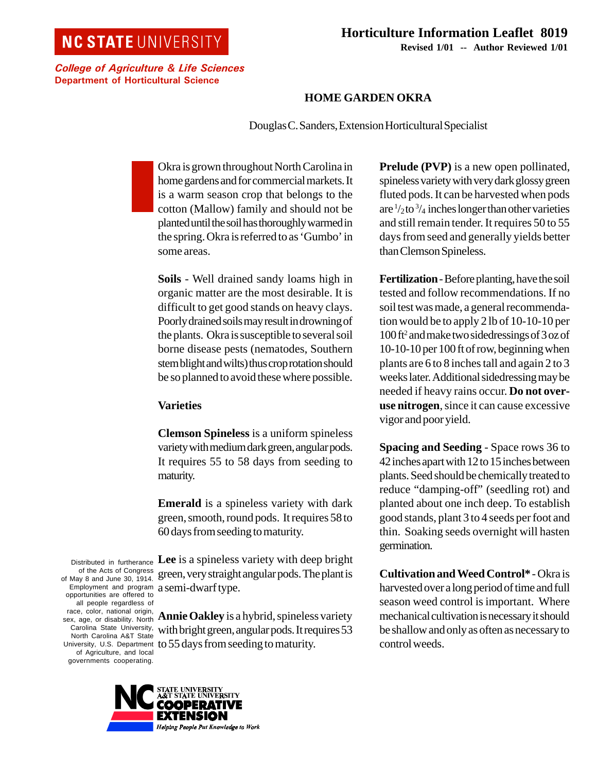NC STATE UNIVERSITY

*College of Agriculture & Life Sciences*
**Department of Horticultural Science**

**Horticulture Information Leaflet 8019**
**Revised 1/01 -- Author Reviewed 1/01**

# HOME GARDEN OKRA

Douglas C. Sanders, Extension Horticultural Specialist

Okra is grown throughout North Carolina in home gardens and for commercial markets. It is a warm season crop that belongs to the cotton (Mallow) family and should not be planted until the soil has thoroughly warmed in the spring. Okra is referred to as 'Gumbo' in some areas.

**Soils** - Well drained sandy loams high in organic matter are the most desirable. It is difficult to get good stands on heavy clays. Poorly drained soils may result in drowning of the plants. Okra is susceptible to several soil borne disease pests (nematodes, Southern stem blight and wilts) thus crop rotation should be so planned to avoid these where possible.

## Varieties

**Clemson Spineless** is a uniform spineless variety with medium dark green, angular pods. It requires 55 to 58 days from seeding to maturity.

**Emerald** is a spineless variety with dark green, smooth, round pods. It requires 58 to 60 days from seeding to maturity.

**Lee** is a spineless variety with deep bright green, very straight angular pods. The plant is a semi-dwarf type.

**Annie Oakley** is a hybrid, spineless variety with bright green, angular pods. It requires 53 to 55 days from seeding to maturity.

**Prelude (PVP)** is a new open pollinated, spineless variety with very dark glossy green fluted pods. It can be harvested when pods are $^1/_2$ to $^3/_4$ inches longer than other varieties and still remain tender. It requires 50 to 55 days from seed and generally yields better than Clemson Spineless.

**Fertilization** - Before planting, have the soil tested and follow recommendations. If no soil test was made, a general recommendation would be to apply 2 lb of 10-10-10 per 100 ft$^2$ and make two sidedressings of 3 oz of 10-10-10 per 100 ft of row, beginning when plants are 6 to 8 inches tall and again 2 to 3 weeks later. Additional sidedressing may be needed if heavy rains occur. **Do not overuse nitrogen**, since it can cause excessive vigor and poor yield.

**Spacing and Seeding** - Space rows 36 to 42 inches apart with 12 to 15 inches between plants. Seed should be chemically treated to reduce "damping-off" (seedling rot) and planted about one inch deep. To establish good stands, plant 3 to 4 seeds per foot and thin. Soaking seeds overnight will hasten germination.

**Cultivation and Weed Control*** - Okra is harvested over a long period of time and full season weed control is important. Where mechanical cultivation is necessary it should be shallow and only as often as necessary to control weeds.

Distributed in furtherance of the Acts of Congress of May 8 and June 30, 1914. Employment and program opportunities are offered to all people regardless of race, color, national origin, sex, age, or disability. North Carolina State University, North Carolina A&T State University, U.S. Department of Agriculture, and local governments cooperating.

NC STATE UNIVERSITY A&T STATE UNIVERSITY COOPERATIVE EXTENSION
*Helping People Put Knowledge to Work*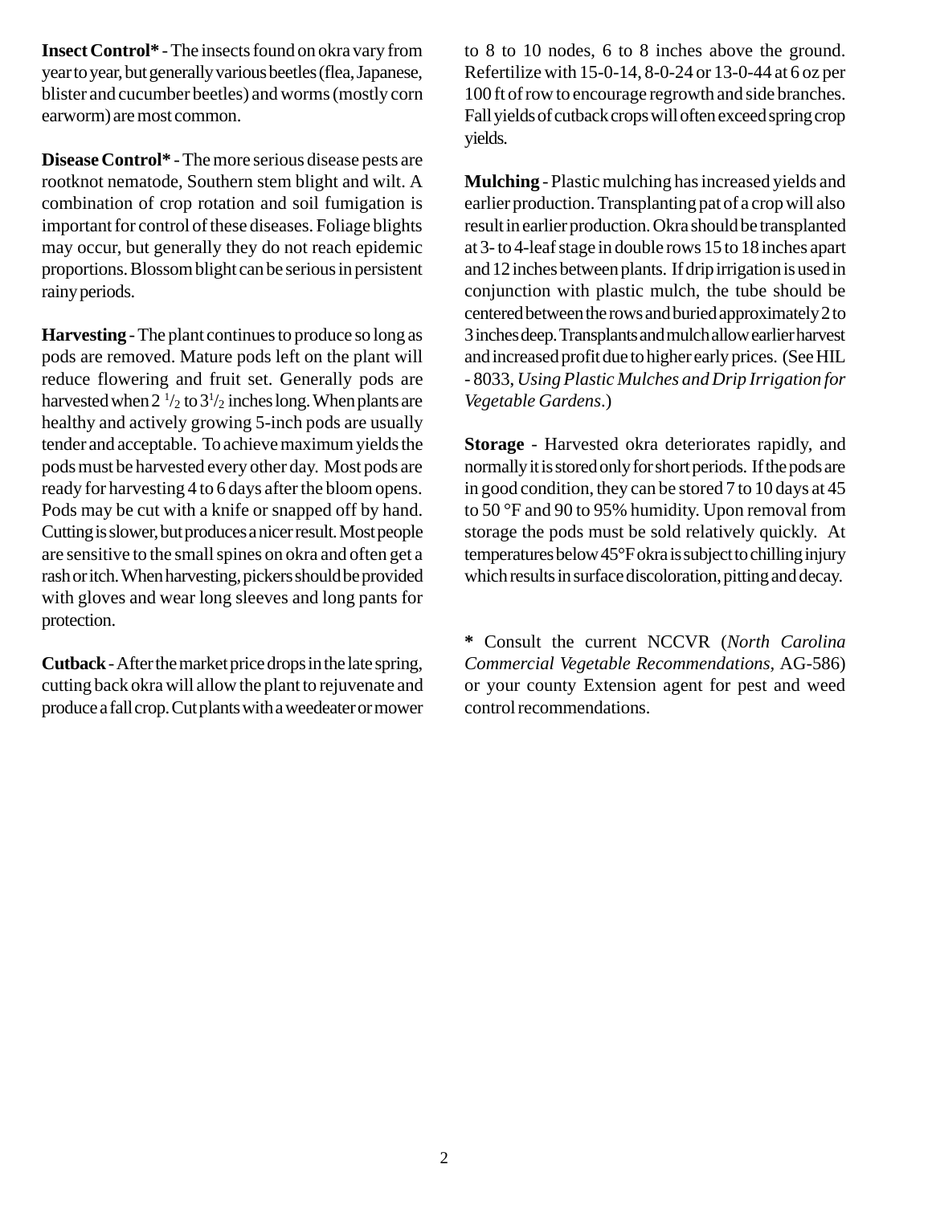**Insect Control*** - The insects found on okra vary from year to year, but generally various beetles (flea, Japanese, blister and cucumber beetles) and worms (mostly corn earworm) are most common.

**Disease Control*** - The more serious disease pests are rootknot nematode, Southern stem blight and wilt. A combination of crop rotation and soil fumigation is important for control of these diseases. Foliage blights may occur, but generally they do not reach epidemic proportions. Blossom blight can be serious in persistent rainy periods.

**Harvesting** - The plant continues to produce so long as pods are removed. Mature pods left on the plant will reduce flowering and fruit set. Generally pods are harvested when 2 $^{1}/_{2}$ to 3$^{1}/_{2}$ inches long. When plants are healthy and actively growing 5-inch pods are usually tender and acceptable. To achieve maximum yields the pods must be harvested every other day. Most pods are ready for harvesting 4 to 6 days after the bloom opens. Pods may be cut with a knife or snapped off by hand. Cutting is slower, but produces a nicer result. Most people are sensitive to the small spines on okra and often get a rash or itch. When harvesting, pickers should be provided with gloves and wear long sleeves and long pants for protection.

**Cutback** - After the market price drops in the late spring, cutting back okra will allow the plant to rejuvenate and produce a fall crop. Cut plants with a weedeater or mower to 8 to 10 nodes, 6 to 8 inches above the ground. Refertilize with 15-0-14, 8-0-24 or 13-0-44 at 6 oz per 100 ft of row to encourage regrowth and side branches. Fall yields of cutback crops will often exceed spring crop yields.

**Mulching** - Plastic mulching has increased yields and earlier production. Transplanting pat of a crop will also result in earlier production. Okra should be transplanted at 3- to 4-leaf stage in double rows 15 to 18 inches apart and 12 inches between plants. If drip irrigation is used in conjunction with plastic mulch, the tube should be centered between the rows and buried approximately 2 to 3 inches deep. Transplants and mulch allow earlier harvest and increased profit due to higher early prices. (See HIL - 8033, *Using Plastic Mulches and Drip Irrigation for Vegetable Gardens*.)

**Storage** - Harvested okra deteriorates rapidly, and normally it is stored only for short periods. If the pods are in good condition, they can be stored 7 to 10 days at 45 to 50 °F and 90 to 95% humidity. Upon removal from storage the pods must be sold relatively quickly. At temperatures below 45°F okra is subject to chilling injury which results in surface discoloration, pitting and decay.

**\*** Consult the current NCCVR (*North Carolina Commercial Vegetable Recommendations*, AG-586) or your county Extension agent for pest and weed control recommendations.